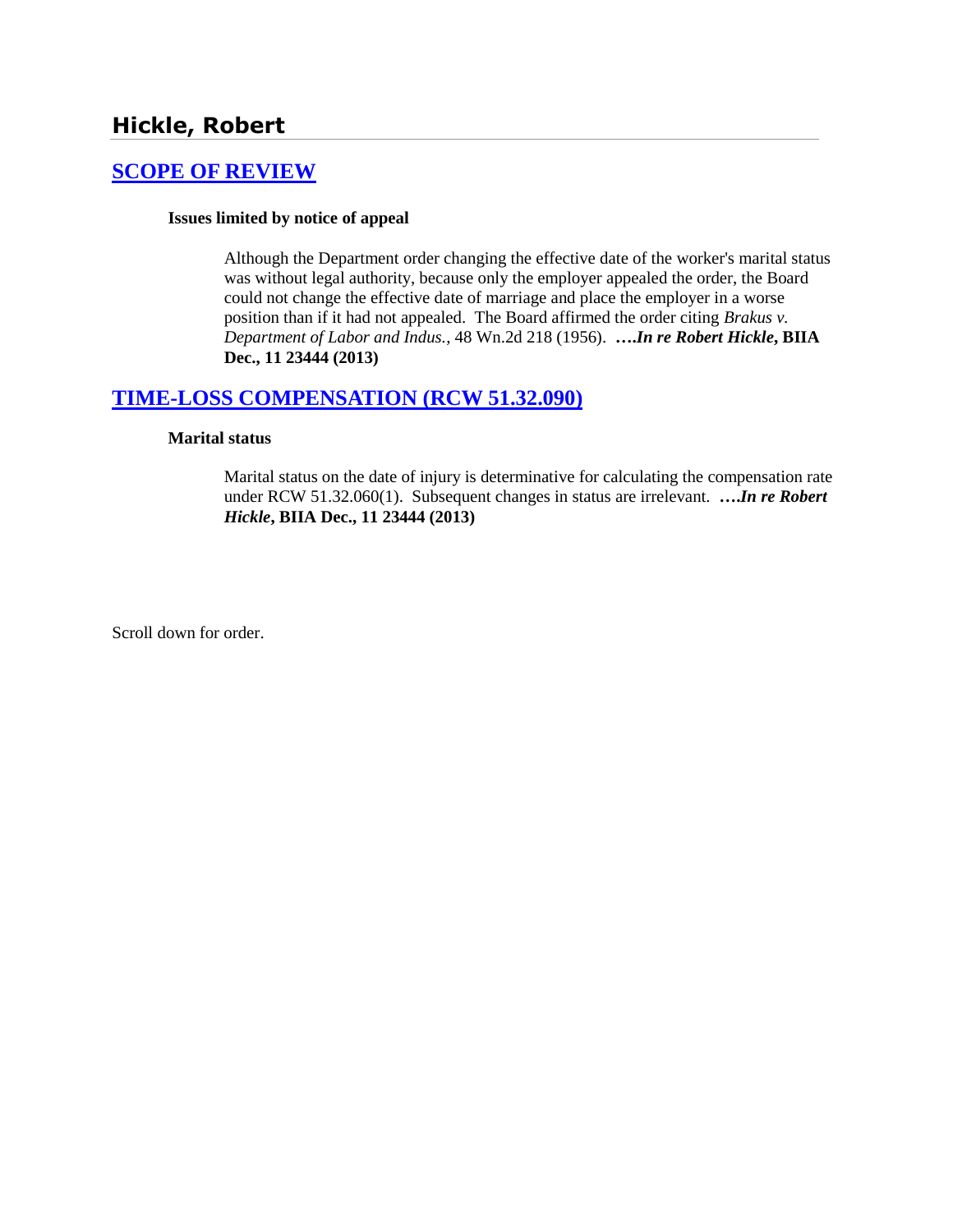## Hickle, Robert

### [SCOPE OF REVIEW]

**Issues limited by notice of appeal**

> Although the Department order changing the effective date of the worker's marital status was without legal authority, because only the employer appealed the order, the Board could not change the effective date of marriage and place the employer in a worse position than if it had not appealed. The Board affirmed the order citing *Brakus v. Department of Labor and Indus.*, 48 Wn.2d 218 (1956). ***….In re Robert Hickle*, BIIA Dec., 11 23444 (2013)**

### [TIME-LOSS COMPENSATION (RCW 51.32.090)]

**Marital status**

> Marital status on the date of injury is determinative for calculating the compensation rate under RCW 51.32.060(1). Subsequent changes in status are irrelevant. ***….In re Robert Hickle*, BIIA Dec., 11 23444 (2013)**

Scroll down for order.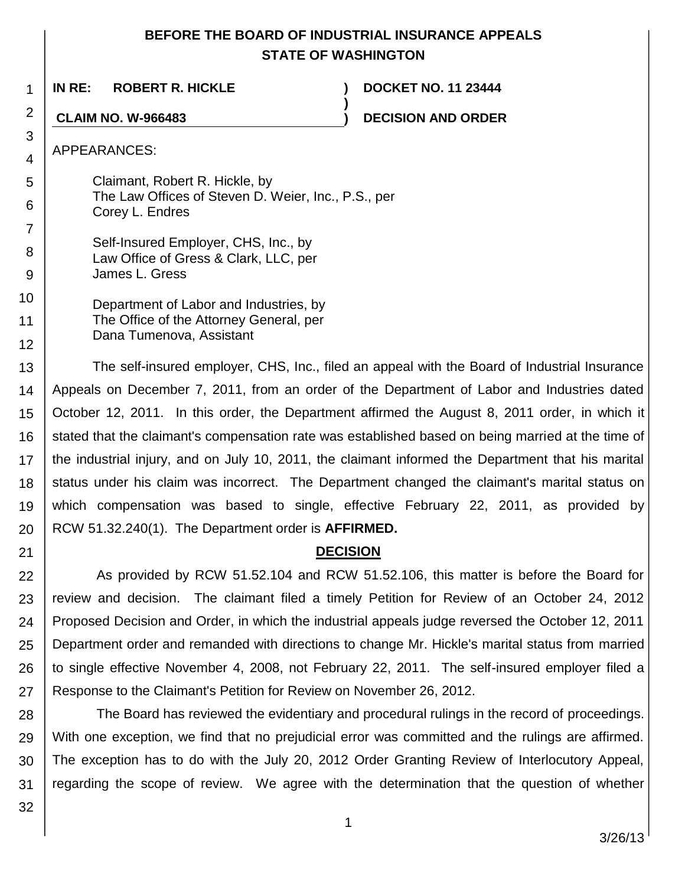# BEFORE THE BOARD OF INDUSTRIAL INSURANCE APPEALS
## STATE OF WASHINGTON

**IN RE: ROBERT R. HICKLE** ) **DOCKET NO. 11 23444**
)
**CLAIM NO. W-966483** ) **DECISION AND ORDER**

APPEARANCES:

Claimant, Robert R. Hickle, by
The Law Offices of Steven D. Weier, Inc., P.S., per
Corey L. Endres

Self-Insured Employer, CHS, Inc., by
Law Office of Gress & Clark, LLC, per
James L. Gress

Department of Labor and Industries, by
The Office of the Attorney General, per
Dana Tumenova, Assistant

The self-insured employer, CHS, Inc., filed an appeal with the Board of Industrial Insurance Appeals on December 7, 2011, from an order of the Department of Labor and Industries dated October 12, 2011. In this order, the Department affirmed the August 8, 2011 order, in which it stated that the claimant's compensation rate was established based on being married at the time of the industrial injury, and on July 10, 2011, the claimant informed the Department that his marital status under his claim was incorrect. The Department changed the claimant's marital status on which compensation was based to single, effective February 22, 2011, as provided by RCW 51.32.240(1). The Department order is **AFFIRMED.**

## DECISION

As provided by RCW 51.52.104 and RCW 51.52.106, this matter is before the Board for review and decision. The claimant filed a timely Petition for Review of an October 24, 2012 Proposed Decision and Order, in which the industrial appeals judge reversed the October 12, 2011 Department order and remanded with directions to change Mr. Hickle's marital status from married to single effective November 4, 2008, not February 22, 2011. The self-insured employer filed a Response to the Claimant's Petition for Review on November 26, 2012.

The Board has reviewed the evidentiary and procedural rulings in the record of proceedings. With one exception, we find that no prejudicial error was committed and the rulings are affirmed. The exception has to do with the July 20, 2012 Order Granting Review of Interlocutory Appeal, regarding the scope of review. We agree with the determination that the question of whether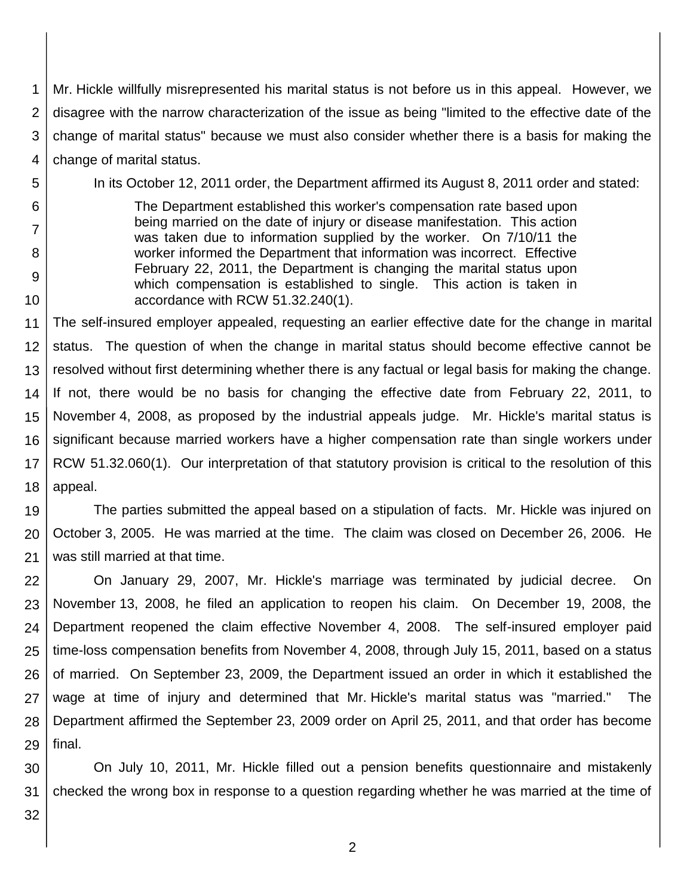Mr. Hickle willfully misrepresented his marital status is not before us in this appeal. However, we disagree with the narrow characterization of the issue as being "limited to the effective date of the change of marital status" because we must also consider whether there is a basis for making the change of marital status.

In its October 12, 2011 order, the Department affirmed its August 8, 2011 order and stated:

> The Department established this worker's compensation rate based upon being married on the date of injury or disease manifestation. This action was taken due to information supplied by the worker. On 7/10/11 the worker informed the Department that information was incorrect. Effective February 22, 2011, the Department is changing the marital status upon which compensation is established to single. This action is taken in accordance with RCW 51.32.240(1).

The self-insured employer appealed, requesting an earlier effective date for the change in marital status. The question of when the change in marital status should become effective cannot be resolved without first determining whether there is any factual or legal basis for making the change. If not, there would be no basis for changing the effective date from February 22, 2011, to November 4, 2008, as proposed by the industrial appeals judge. Mr. Hickle's marital status is significant because married workers have a higher compensation rate than single workers under RCW 51.32.060(1). Our interpretation of that statutory provision is critical to the resolution of this appeal.

The parties submitted the appeal based on a stipulation of facts. Mr. Hickle was injured on October 3, 2005. He was married at the time. The claim was closed on December 26, 2006. He was still married at that time.

On January 29, 2007, Mr. Hickle's marriage was terminated by judicial decree. On November 13, 2008, he filed an application to reopen his claim. On December 19, 2008, the Department reopened the claim effective November 4, 2008. The self-insured employer paid time-loss compensation benefits from November 4, 2008, through July 15, 2011, based on a status of married. On September 23, 2009, the Department issued an order in which it established the wage at time of injury and determined that Mr. Hickle's marital status was "married." The Department affirmed the September 23, 2009 order on April 25, 2011, and that order has become final.

On July 10, 2011, Mr. Hickle filled out a pension benefits questionnaire and mistakenly checked the wrong box in response to a question regarding whether he was married at the time of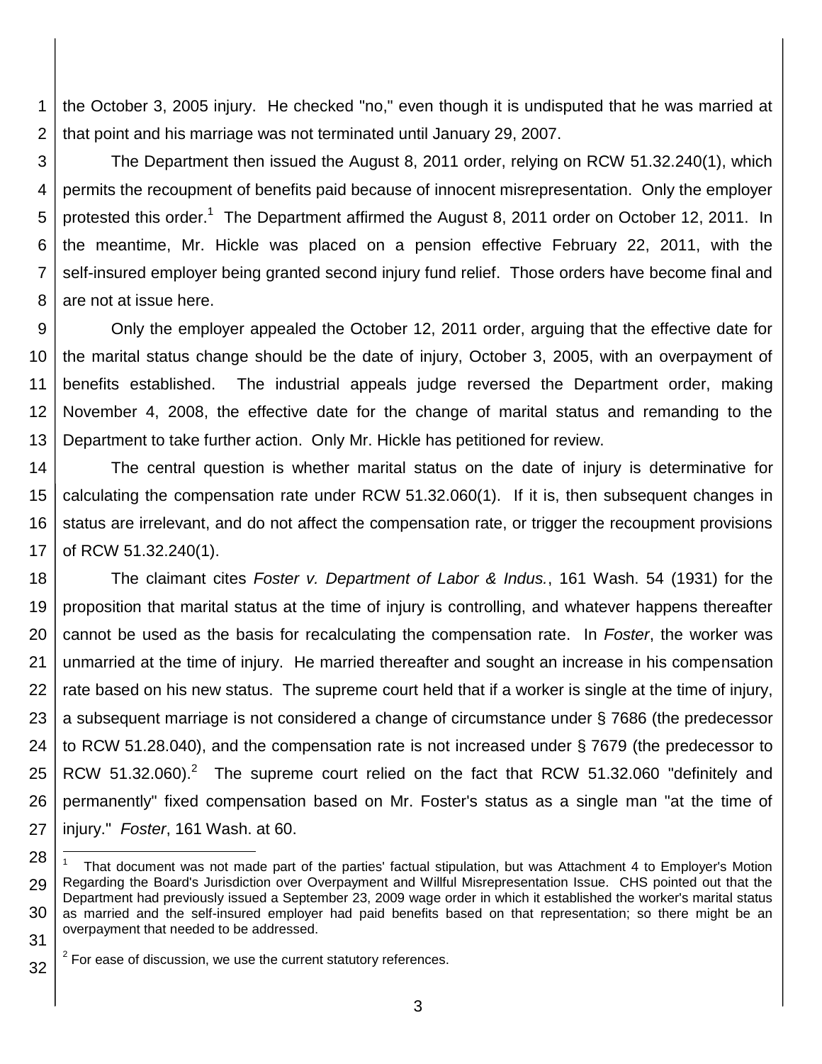the October 3, 2005 injury. He checked "no," even though it is undisputed that he was married at that point and his marriage was not terminated until January 29, 2007.

The Department then issued the August 8, 2011 order, relying on RCW 51.32.240(1), which permits the recoupment of benefits paid because of innocent misrepresentation. Only the employer protested this order.[1] The Department affirmed the August 8, 2011 order on October 12, 2011. In the meantime, Mr. Hickle was placed on a pension effective February 22, 2011, with the self-insured employer being granted second injury fund relief. Those orders have become final and are not at issue here.

Only the employer appealed the October 12, 2011 order, arguing that the effective date for the marital status change should be the date of injury, October 3, 2005, with an overpayment of benefits established. The industrial appeals judge reversed the Department order, making November 4, 2008, the effective date for the change of marital status and remanding to the Department to take further action. Only Mr. Hickle has petitioned for review.

The central question is whether marital status on the date of injury is determinative for calculating the compensation rate under RCW 51.32.060(1). If it is, then subsequent changes in status are irrelevant, and do not affect the compensation rate, or trigger the recoupment provisions of RCW 51.32.240(1).

The claimant cites *Foster v. Department of Labor & Indus.*, 161 Wash. 54 (1931) for the proposition that marital status at the time of injury is controlling, and whatever happens thereafter cannot be used as the basis for recalculating the compensation rate. In *Foster*, the worker was unmarried at the time of injury. He married thereafter and sought an increase in his compensation rate based on his new status. The supreme court held that if a worker is single at the time of injury, a subsequent marriage is not considered a change of circumstance under § 7686 (the predecessor to RCW 51.28.040), and the compensation rate is not increased under § 7679 (the predecessor to RCW 51.32.060).[2] The supreme court relied on the fact that RCW 51.32.060 "definitely and permanently" fixed compensation based on Mr. Foster's status as a single man "at the time of injury." *Foster*, 161 Wash. at 60.

---

[1] That document was not made part of the parties' factual stipulation, but was Attachment 4 to Employer's Motion Regarding the Board's Jurisdiction over Overpayment and Willful Misrepresentation Issue. CHS pointed out that the Department had previously issued a September 23, 2009 wage order in which it established the worker's marital status as married and the self-insured employer had paid benefits based on that representation; so there might be an overpayment that needed to be addressed.

[2] For ease of discussion, we use the current statutory references.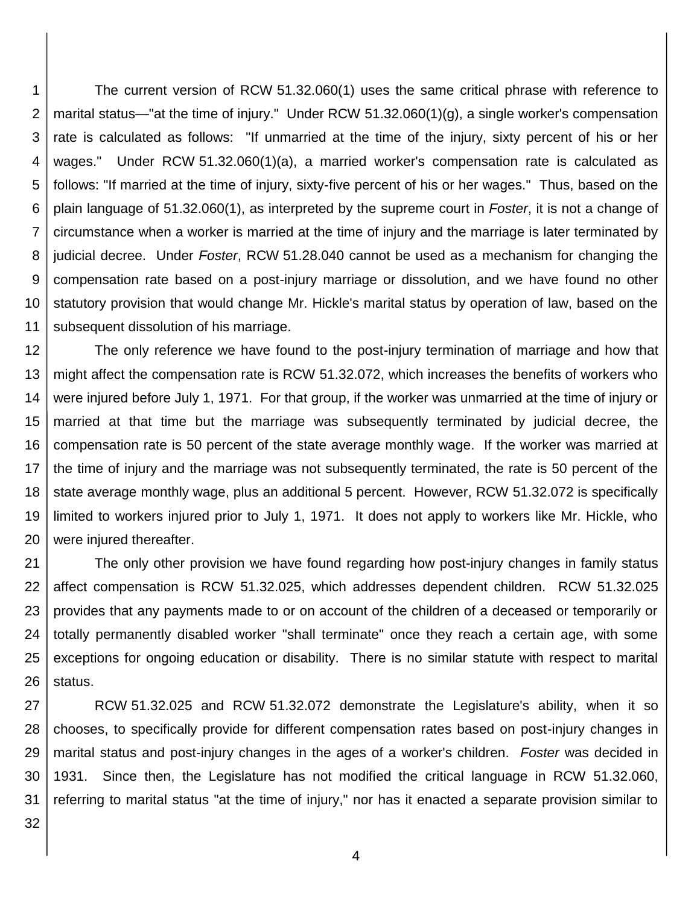The current version of RCW 51.32.060(1) uses the same critical phrase with reference to marital status—"at the time of injury." Under RCW 51.32.060(1)(g), a single worker's compensation rate is calculated as follows: "If unmarried at the time of the injury, sixty percent of his or her wages." Under RCW 51.32.060(1)(a), a married worker's compensation rate is calculated as follows: "If married at the time of injury, sixty-five percent of his or her wages." Thus, based on the plain language of 51.32.060(1), as interpreted by the supreme court in *Foster*, it is not a change of circumstance when a worker is married at the time of injury and the marriage is later terminated by judicial decree. Under *Foster*, RCW 51.28.040 cannot be used as a mechanism for changing the compensation rate based on a post-injury marriage or dissolution, and we have found no other statutory provision that would change Mr. Hickle's marital status by operation of law, based on the subsequent dissolution of his marriage.

The only reference we have found to the post-injury termination of marriage and how that might affect the compensation rate is RCW 51.32.072, which increases the benefits of workers who were injured before July 1, 1971. For that group, if the worker was unmarried at the time of injury or married at that time but the marriage was subsequently terminated by judicial decree, the compensation rate is 50 percent of the state average monthly wage. If the worker was married at the time of injury and the marriage was not subsequently terminated, the rate is 50 percent of the state average monthly wage, plus an additional 5 percent. However, RCW 51.32.072 is specifically limited to workers injured prior to July 1, 1971. It does not apply to workers like Mr. Hickle, who were injured thereafter.

The only other provision we have found regarding how post-injury changes in family status affect compensation is RCW 51.32.025, which addresses dependent children. RCW 51.32.025 provides that any payments made to or on account of the children of a deceased or temporarily or totally permanently disabled worker "shall terminate" once they reach a certain age, with some exceptions for ongoing education or disability. There is no similar statute with respect to marital status.

RCW 51.32.025 and RCW 51.32.072 demonstrate the Legislature's ability, when it so chooses, to specifically provide for different compensation rates based on post-injury changes in marital status and post-injury changes in the ages of a worker's children. *Foster* was decided in 1931. Since then, the Legislature has not modified the critical language in RCW 51.32.060, referring to marital status "at the time of injury," nor has it enacted a separate provision similar to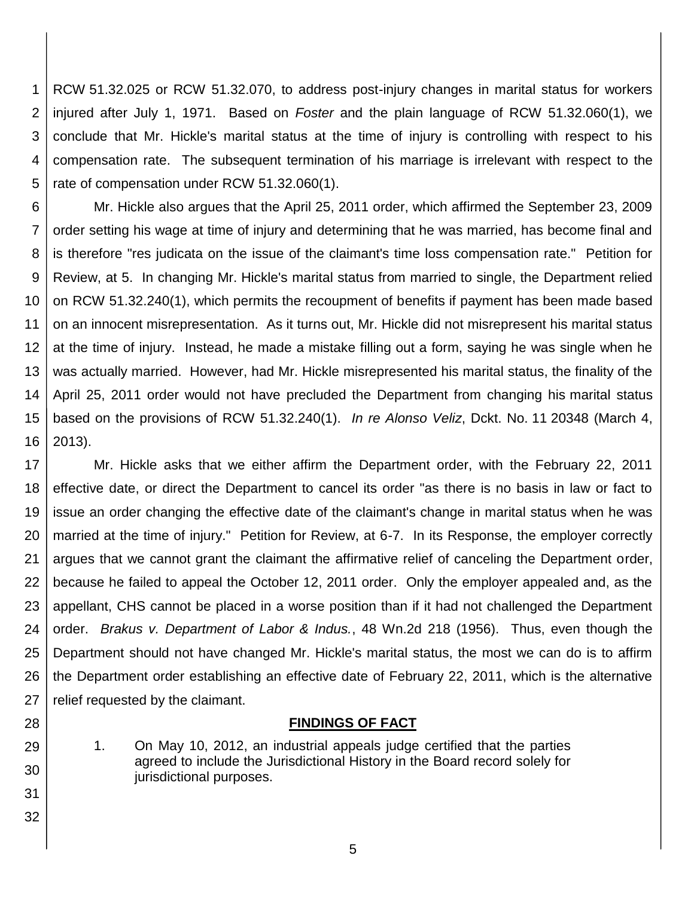RCW 51.32.025 or RCW 51.32.070, to address post-injury changes in marital status for workers injured after July 1, 1971. Based on *Foster* and the plain language of RCW 51.32.060(1), we conclude that Mr. Hickle's marital status at the time of injury is controlling with respect to his compensation rate. The subsequent termination of his marriage is irrelevant with respect to the rate of compensation under RCW 51.32.060(1).

Mr. Hickle also argues that the April 25, 2011 order, which affirmed the September 23, 2009 order setting his wage at time of injury and determining that he was married, has become final and is therefore "res judicata on the issue of the claimant's time loss compensation rate." Petition for Review, at 5. In changing Mr. Hickle's marital status from married to single, the Department relied on RCW 51.32.240(1), which permits the recoupment of benefits if payment has been made based on an innocent misrepresentation. As it turns out, Mr. Hickle did not misrepresent his marital status at the time of injury. Instead, he made a mistake filling out a form, saying he was single when he was actually married. However, had Mr. Hickle misrepresented his marital status, the finality of the April 25, 2011 order would not have precluded the Department from changing his marital status based on the provisions of RCW 51.32.240(1). *In re Alonso Veliz*, Dckt. No. 11 20348 (March 4, 2013).

Mr. Hickle asks that we either affirm the Department order, with the February 22, 2011 effective date, or direct the Department to cancel its order "as there is no basis in law or fact to issue an order changing the effective date of the claimant's change in marital status when he was married at the time of injury." Petition for Review, at 6-7. In its Response, the employer correctly argues that we cannot grant the claimant the affirmative relief of canceling the Department order, because he failed to appeal the October 12, 2011 order. Only the employer appealed and, as the appellant, CHS cannot be placed in a worse position than if it had not challenged the Department order. *Brakus v. Department of Labor & Indus.*, 48 Wn.2d 218 (1956). Thus, even though the Department should not have changed Mr. Hickle's marital status, the most we can do is to affirm the Department order establishing an effective date of February 22, 2011, which is the alternative relief requested by the claimant.

## FINDINGS OF FACT

1. On May 10, 2012, an industrial appeals judge certified that the parties agreed to include the Jurisdictional History in the Board record solely for jurisdictional purposes.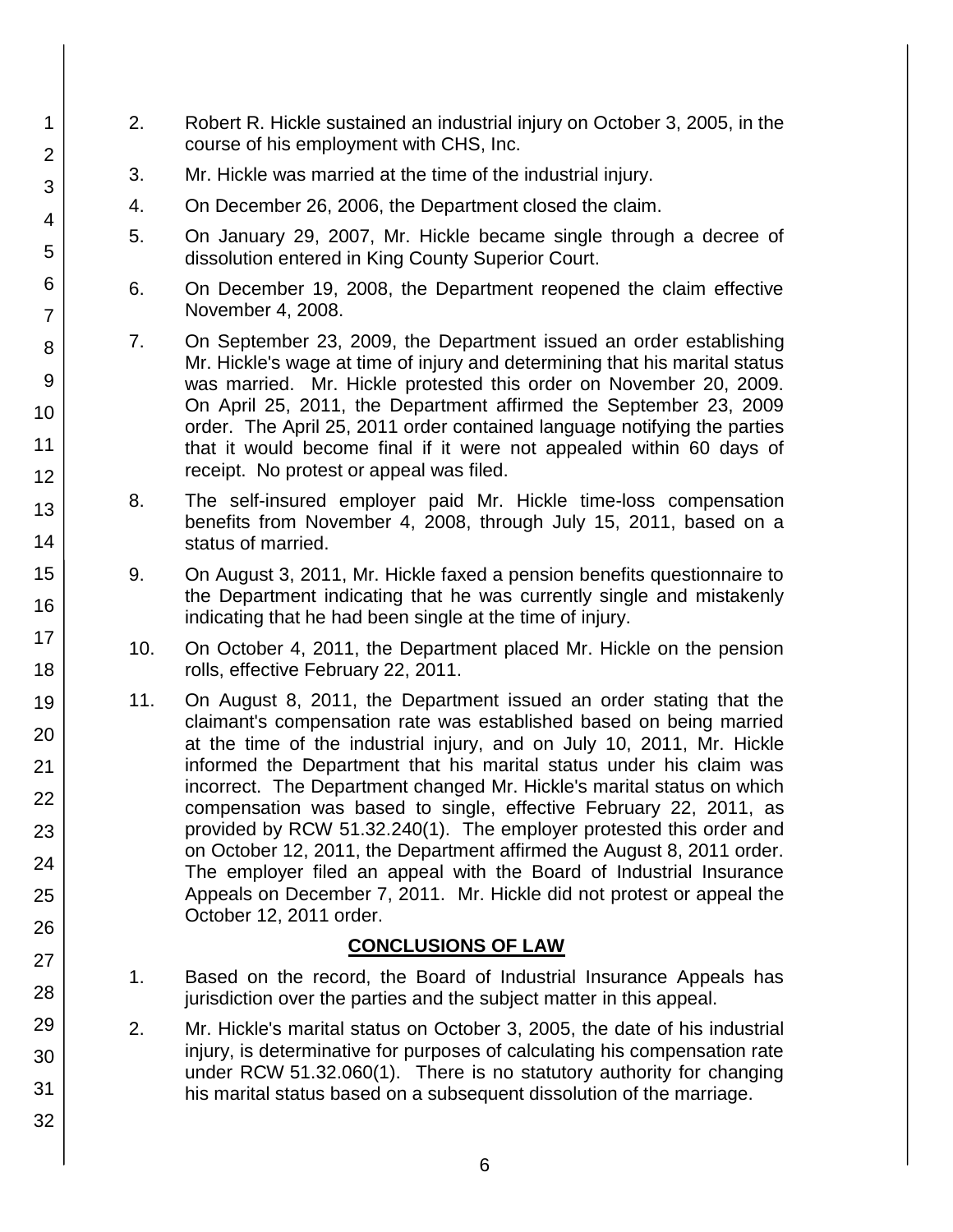2. Robert R. Hickle sustained an industrial injury on October 3, 2005, in the course of his employment with CHS, Inc.

3. Mr. Hickle was married at the time of the industrial injury.

4. On December 26, 2006, the Department closed the claim.

5. On January 29, 2007, Mr. Hickle became single through a decree of dissolution entered in King County Superior Court.

6. On December 19, 2008, the Department reopened the claim effective November 4, 2008.

7. On September 23, 2009, the Department issued an order establishing Mr. Hickle's wage at time of injury and determining that his marital status was married. Mr. Hickle protested this order on November 20, 2009. On April 25, 2011, the Department affirmed the September 23, 2009 order. The April 25, 2011 order contained language notifying the parties that it would become final if it were not appealed within 60 days of receipt. No protest or appeal was filed.

8. The self-insured employer paid Mr. Hickle time-loss compensation benefits from November 4, 2008, through July 15, 2011, based on a status of married.

9. On August 3, 2011, Mr. Hickle faxed a pension benefits questionnaire to the Department indicating that he was currently single and mistakenly indicating that he had been single at the time of injury.

10. On October 4, 2011, the Department placed Mr. Hickle on the pension rolls, effective February 22, 2011.

11. On August 8, 2011, the Department issued an order stating that the claimant's compensation rate was established based on being married at the time of the industrial injury, and on July 10, 2011, Mr. Hickle informed the Department that his marital status under his claim was incorrect. The Department changed Mr. Hickle's marital status on which compensation was based to single, effective February 22, 2011, as provided by RCW 51.32.240(1). The employer protested this order and on October 12, 2011, the Department affirmed the August 8, 2011 order. The employer filed an appeal with the Board of Industrial Insurance Appeals on December 7, 2011. Mr. Hickle did not protest or appeal the October 12, 2011 order.

## CONCLUSIONS OF LAW

1. Based on the record, the Board of Industrial Insurance Appeals has jurisdiction over the parties and the subject matter in this appeal.

2. Mr. Hickle's marital status on October 3, 2005, the date of his industrial injury, is determinative for purposes of calculating his compensation rate under RCW 51.32.060(1). There is no statutory authority for changing his marital status based on a subsequent dissolution of the marriage.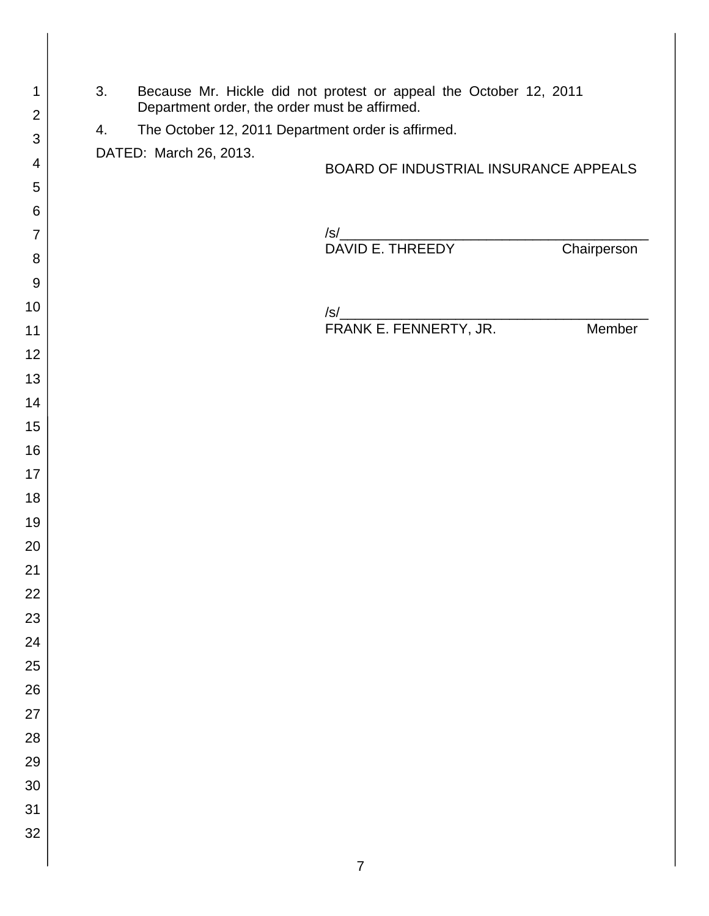3. Because Mr. Hickle did not protest or appeal the October 12, 2011 Department order, the order must be affirmed.

4. The October 12, 2011 Department order is affirmed.

DATED: March 26, 2013.

BOARD OF INDUSTRIAL INSURANCE APPEALS

/s/_________________________________________
DAVID E. THREEDY Chairperson

/s/_________________________________________
FRANK E. FENNERTY, JR. Member